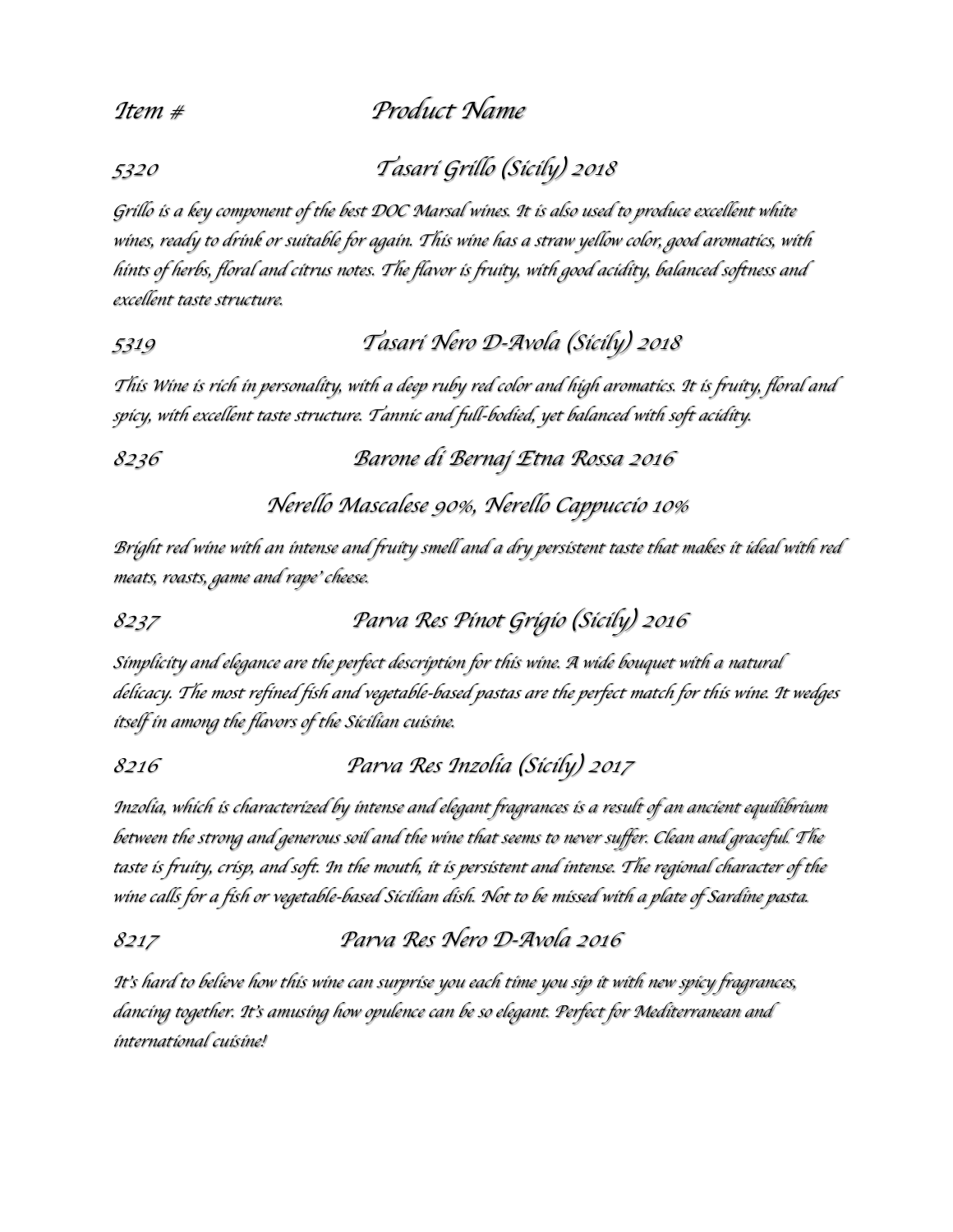*Item #* *Product Name*

*5320* *Tasari Grillo (Sicily) 2018*

*Grillo is a key component of the best DOC Marsal wines. It is also used to produce excellent white wines, ready to drink or suitable for again. This wine has a straw yellow color, good aromatics, with hints of herbs, floral and citrus notes. The flavor is fruity, with good acidity, balanced softness and excellent taste structure.*

*5319* *Tasari Nero D-Avola (Sicily) 2018*

*This Wine is rich in personality, with a deep ruby red color and high aromatics. It is fruity, floral and spicy, with excellent taste structure. Tannic and full-bodied, yet balanced with soft acidity.*

*8236* *Barone di Bernaj Etna Rossa 2016*

*Nerello Mascalese 90%, Nerello Cappuccio 10%*

*Bright red wine with an intense and fruity smell and a dry persistent taste that makes it ideal with red meats, roasts, game and rape' cheese.*

*8237* *Parva Res Pinot Grigio (Sicily) 2016*

*Simplicity and elegance are the perfect description for this wine. A wide bouquet with a natural delicacy. The most refined fish and vegetable-based pastas are the perfect match for this wine. It wedges itself in among the flavors of the Sicilian cuisine.*

*8216* *Parva Res Inzolia (Sicily) 2017*

*Inzolia, which is characterized by intense and elegant fragrances is a result of an ancient equilibrium between the strong and generous soil and the wine that seems to never suffer. Clean and graceful. The taste is fruity, crisp, and soft. In the mouth, it is persistent and intense. The regional character of the wine calls for a fish or vegetable-based Sicilian dish. Not to be missed with a plate of Sardine pasta.*

*8217* *Parva Res Nero D-Avola 2016*

*It's hard to believe how this wine can surprise you each time you sip it with new spicy fragrances, dancing together. It's amusing how opulence can be so elegant. Perfect for Mediterranean and international cuisine!*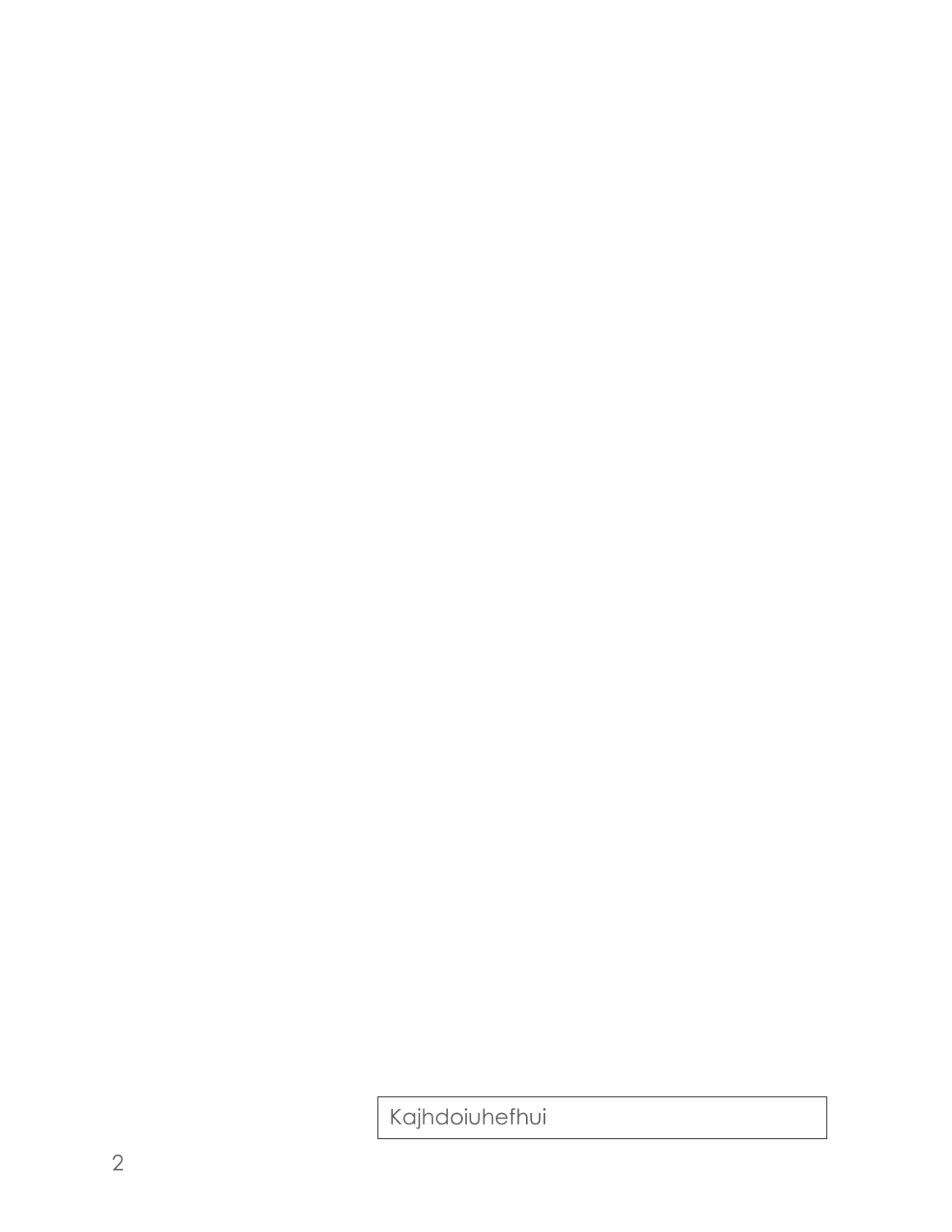Kajhdoiuhefhui